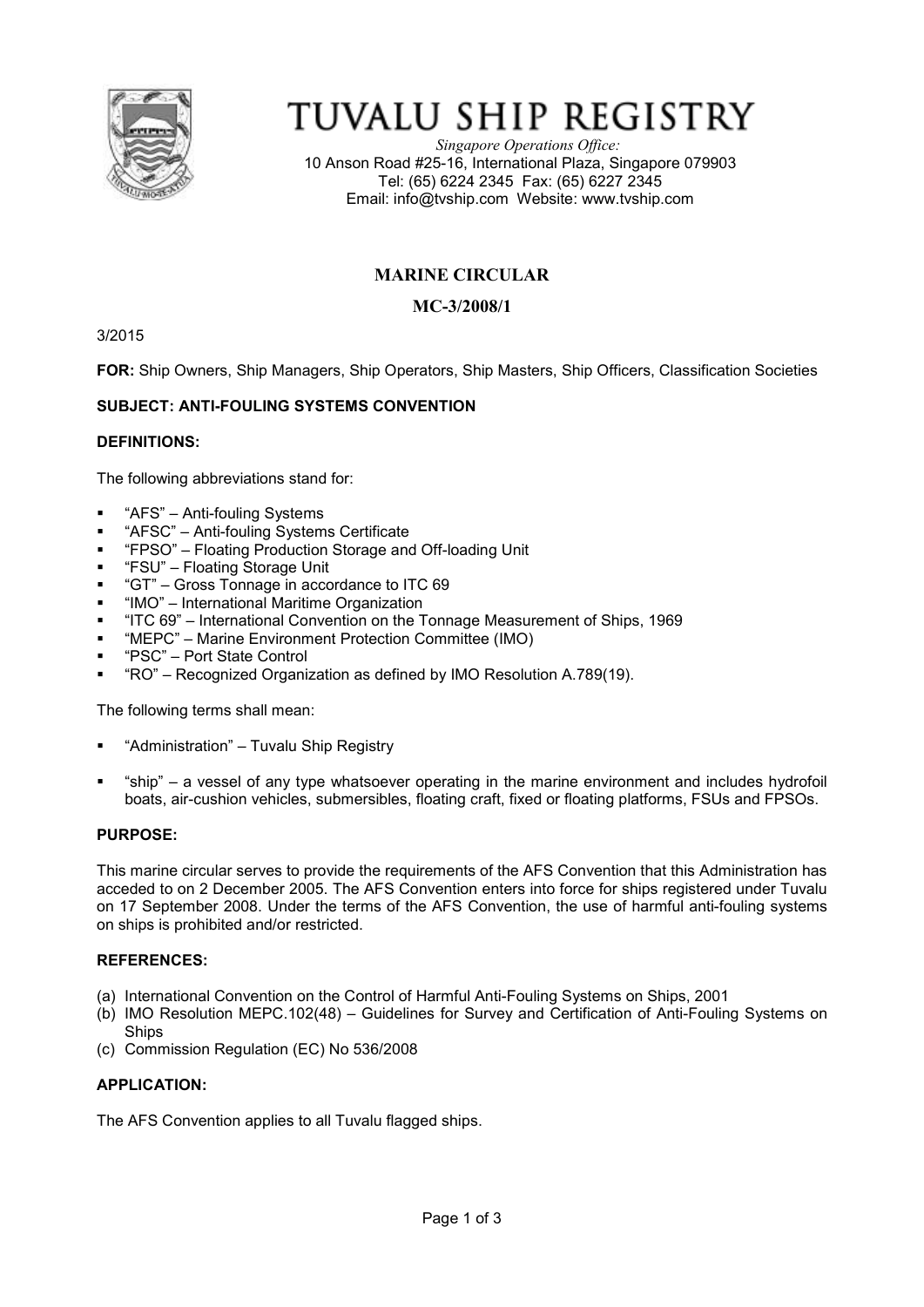# TUVALU SHIP REGISTRY

*Singapore Operations Office:*
10 Anson Road #25-16, International Plaza, Singapore 079903
Tel: (65) 6224 2345 Fax: (65) 6227 2345
Email: info@tvship.com Website: www.tvship.com

## MARINE CIRCULAR

## MC-3/2008/1

3/2015

**FOR:** Ship Owners, Ship Managers, Ship Operators, Ship Masters, Ship Officers, Classification Societies

**SUBJECT: ANTI-FOULING SYSTEMS CONVENTION**

**DEFINITIONS:**

The following abbreviations stand for:

- "AFS" – Anti-fouling Systems
- "AFSC" – Anti-fouling Systems Certificate
- "FPSO" – Floating Production Storage and Off-loading Unit
- "FSU" – Floating Storage Unit
- "GT" – Gross Tonnage in accordance to ITC 69
- "IMO" – International Maritime Organization
- "ITC 69" – International Convention on the Tonnage Measurement of Ships, 1969
- "MEPC" – Marine Environment Protection Committee (IMO)
- "PSC" – Port State Control
- "RO" – Recognized Organization as defined by IMO Resolution A.789(19).

The following terms shall mean:

- "Administration" – Tuvalu Ship Registry
- "ship" – a vessel of any type whatsoever operating in the marine environment and includes hydrofoil boats, air-cushion vehicles, submersibles, floating craft, fixed or floating platforms, FSUs and FPSOs.

**PURPOSE:**

This marine circular serves to provide the requirements of the AFS Convention that this Administration has acceded to on 2 December 2005. The AFS Convention enters into force for ships registered under Tuvalu on 17 September 2008. Under the terms of the AFS Convention, the use of harmful anti-fouling systems on ships is prohibited and/or restricted.

**REFERENCES:**

(a) International Convention on the Control of Harmful Anti-Fouling Systems on Ships, 2001
(b) IMO Resolution MEPC.102(48) – Guidelines for Survey and Certification of Anti-Fouling Systems on Ships
(c) Commission Regulation (EC) No 536/2008

**APPLICATION:**

The AFS Convention applies to all Tuvalu flagged ships.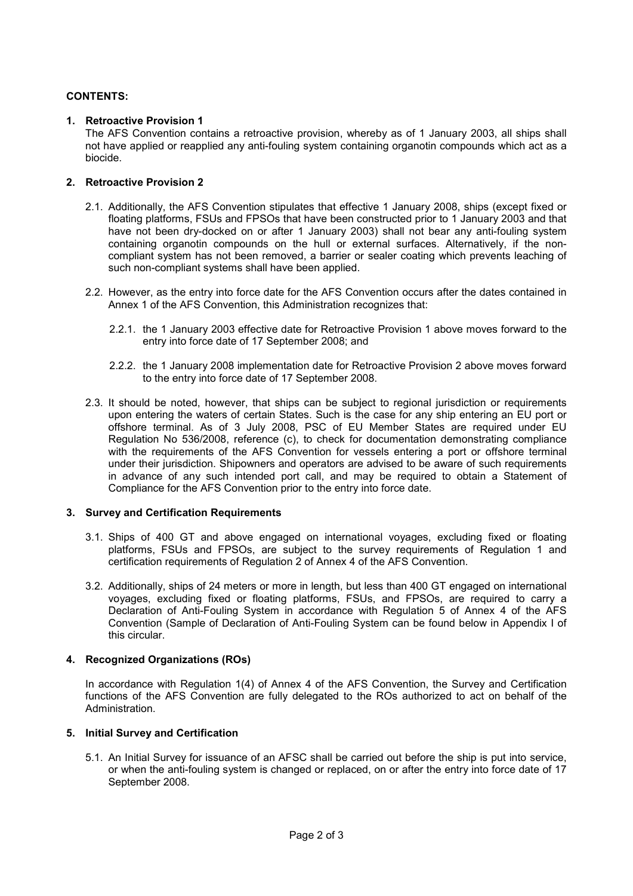**CONTENTS:**

**1. Retroactive Provision 1**

The AFS Convention contains a retroactive provision, whereby as of 1 January 2003, all ships shall not have applied or reapplied any anti-fouling system containing organotin compounds which act as a biocide.

**2. Retroactive Provision 2**

2.1. Additionally, the AFS Convention stipulates that effective 1 January 2008, ships (except fixed or floating platforms, FSUs and FPSOs that have been constructed prior to 1 January 2003 and that have not been dry-docked on or after 1 January 2003) shall not bear any anti-fouling system containing organotin compounds on the hull or external surfaces. Alternatively, if the non-compliant system has not been removed, a barrier or sealer coating which prevents leaching of such non-compliant systems shall have been applied.

2.2. However, as the entry into force date for the AFS Convention occurs after the dates contained in Annex 1 of the AFS Convention, this Administration recognizes that:

2.2.1. the 1 January 2003 effective date for Retroactive Provision 1 above moves forward to the entry into force date of 17 September 2008; and

2.2.2. the 1 January 2008 implementation date for Retroactive Provision 2 above moves forward to the entry into force date of 17 September 2008.

2.3. It should be noted, however, that ships can be subject to regional jurisdiction or requirements upon entering the waters of certain States. Such is the case for any ship entering an EU port or offshore terminal. As of 3 July 2008, PSC of EU Member States are required under EU Regulation No 536/2008, reference (c), to check for documentation demonstrating compliance with the requirements of the AFS Convention for vessels entering a port or offshore terminal under their jurisdiction. Shipowners and operators are advised to be aware of such requirements in advance of any such intended port call, and may be required to obtain a Statement of Compliance for the AFS Convention prior to the entry into force date.

**3. Survey and Certification Requirements**

3.1. Ships of 400 GT and above engaged on international voyages, excluding fixed or floating platforms, FSUs and FPSOs, are subject to the survey requirements of Regulation 1 and certification requirements of Regulation 2 of Annex 4 of the AFS Convention.

3.2. Additionally, ships of 24 meters or more in length, but less than 400 GT engaged on international voyages, excluding fixed or floating platforms, FSUs, and FPSOs, are required to carry a Declaration of Anti-Fouling System in accordance with Regulation 5 of Annex 4 of the AFS Convention (Sample of Declaration of Anti-Fouling System can be found below in Appendix I of this circular.

**4. Recognized Organizations (ROs)**

In accordance with Regulation 1(4) of Annex 4 of the AFS Convention, the Survey and Certification functions of the AFS Convention are fully delegated to the ROs authorized to act on behalf of the Administration.

**5. Initial Survey and Certification**

5.1. An Initial Survey for issuance of an AFSC shall be carried out before the ship is put into service, or when the anti-fouling system is changed or replaced, on or after the entry into force date of 17 September 2008.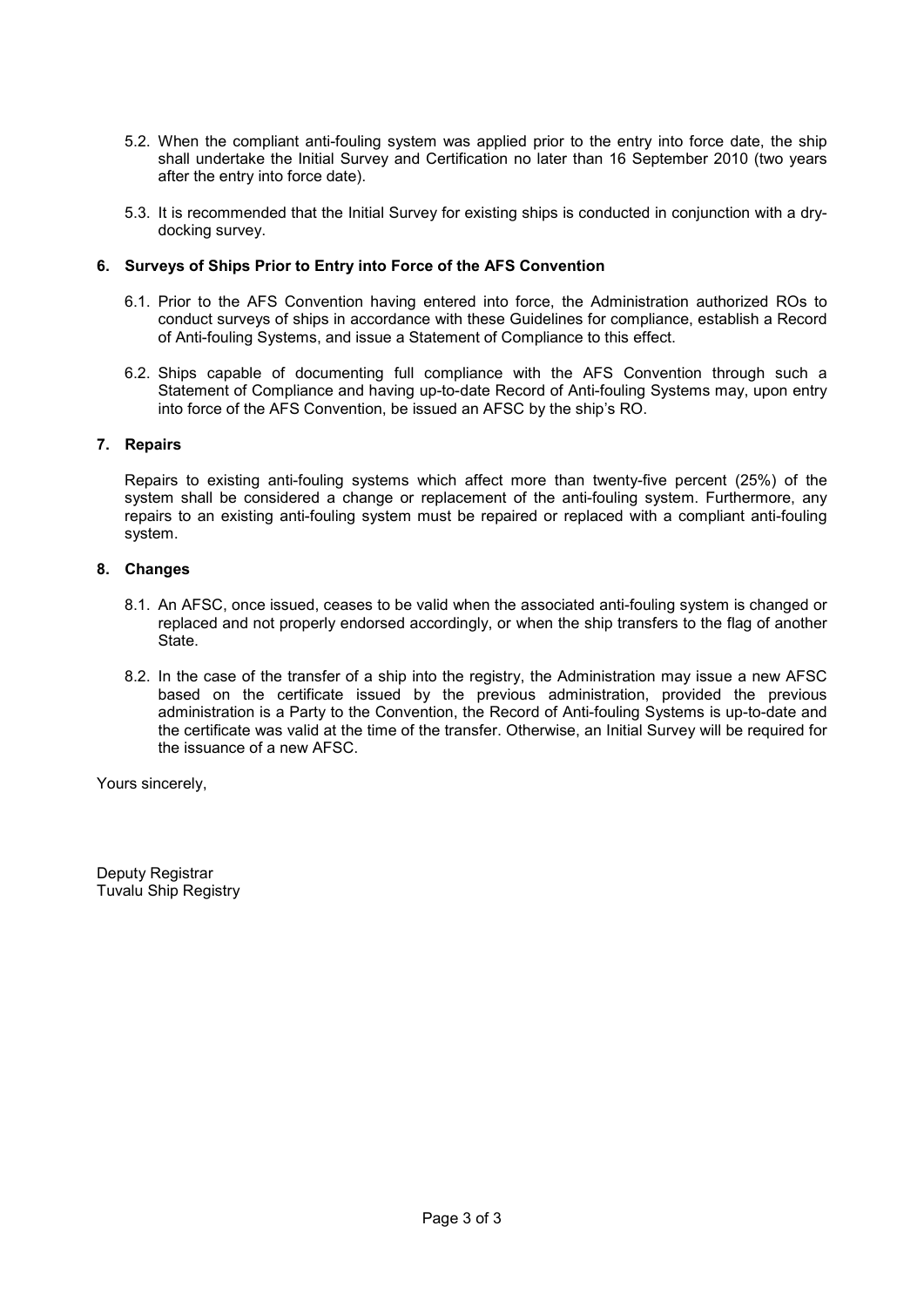5.2. When the compliant anti-fouling system was applied prior to the entry into force date, the ship shall undertake the Initial Survey and Certification no later than 16 September 2010 (two years after the entry into force date).

5.3. It is recommended that the Initial Survey for existing ships is conducted in conjunction with a dry-docking survey.

**6. Surveys of Ships Prior to Entry into Force of the AFS Convention**

6.1. Prior to the AFS Convention having entered into force, the Administration authorized ROs to conduct surveys of ships in accordance with these Guidelines for compliance, establish a Record of Anti-fouling Systems, and issue a Statement of Compliance to this effect.

6.2. Ships capable of documenting full compliance with the AFS Convention through such a Statement of Compliance and having up-to-date Record of Anti-fouling Systems may, upon entry into force of the AFS Convention, be issued an AFSC by the ship's RO.

**7. Repairs**

Repairs to existing anti-fouling systems which affect more than twenty-five percent (25%) of the system shall be considered a change or replacement of the anti-fouling system. Furthermore, any repairs to an existing anti-fouling system must be repaired or replaced with a compliant anti-fouling system.

**8. Changes**

8.1. An AFSC, once issued, ceases to be valid when the associated anti-fouling system is changed or replaced and not properly endorsed accordingly, or when the ship transfers to the flag of another State.

8.2. In the case of the transfer of a ship into the registry, the Administration may issue a new AFSC based on the certificate issued by the previous administration, provided the previous administration is a Party to the Convention, the Record of Anti-fouling Systems is up-to-date and the certificate was valid at the time of the transfer. Otherwise, an Initial Survey will be required for the issuance of a new AFSC.

Yours sincerely,

Deputy Registrar
Tuvalu Ship Registry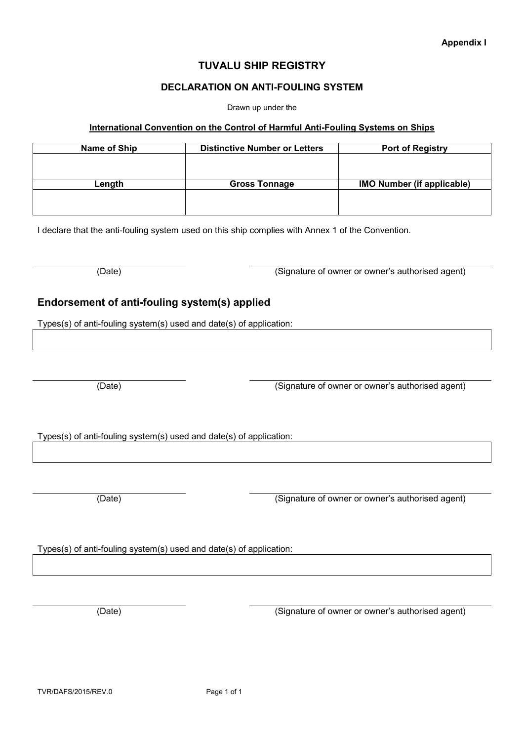Appendix I

# TUVALU SHIP REGISTRY

## DECLARATION ON ANTI-FOULING SYSTEM

Drawn up under the

**International Convention on the Control of Harmful Anti-Fouling Systems on Ships**

| Name of Ship | Distinctive Number or Letters | Port of Registry |
|---|---|---|
| | | |
| **Length** | **Gross Tonnage** | **IMO Number (if applicable)** |
| | | |

I declare that the anti-fouling system used on this ship complies with Annex 1 of the Convention.

(Date) (Signature of owner or owner's authorised agent)

## Endorsement of anti-fouling system(s) applied

Types(s) of anti-fouling system(s) used and date(s) of application:

(Date) (Signature of owner or owner's authorised agent)

Types(s) of anti-fouling system(s) used and date(s) of application:

(Date) (Signature of owner or owner's authorised agent)

Types(s) of anti-fouling system(s) used and date(s) of application:

(Date) (Signature of owner or owner's authorised agent)

TVR/DAFS/2015/REV.0